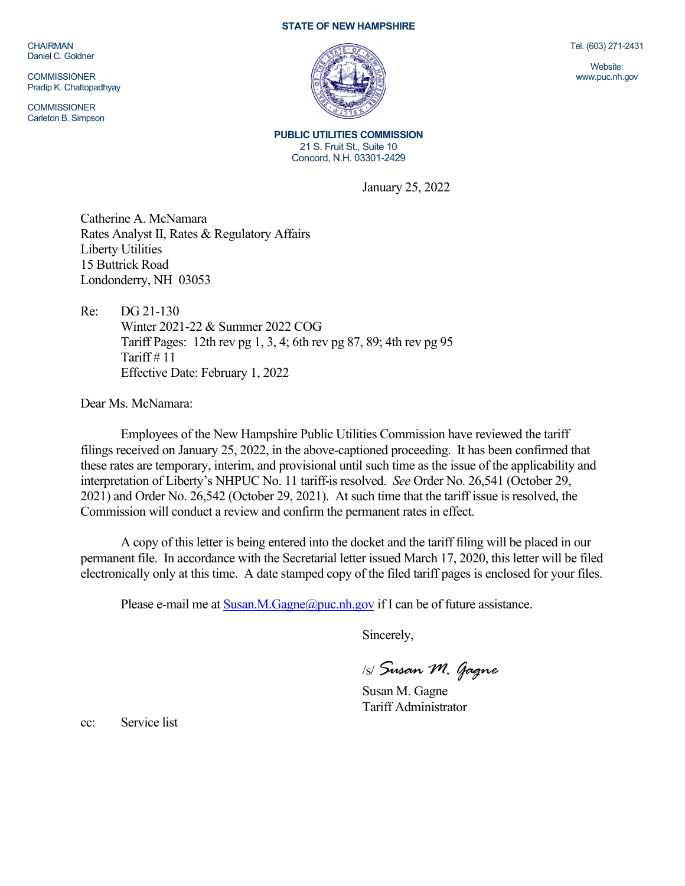**STATE OF NEW HAMPSHIRE**

CHAIRMAN
Daniel C. Goldner

COMMISSIONER
Pradip K. Chattopadhyay

COMMISSIONER
Carleton B. Simpson

Tel. (603) 271-2431

Website:
www.puc.nh.gov

**PUBLIC UTILITIES COMMISSION**
21 S. Fruit St., Suite 10
Concord, N.H. 03301-2429

January 25, 2022

Catherine A. McNamara
Rates Analyst II, Rates & Regulatory Affairs
Liberty Utilities
15 Buttrick Road
Londonderry, NH 03053

Re: DG 21-130
Winter 2021-22 & Summer 2022 COG
Tariff Pages: 12th rev pg 1, 3, 4; 6th rev pg 87, 89; 4th rev pg 95
Tariff # 11
Effective Date: February 1, 2022

Dear Ms. McNamara:

Employees of the New Hampshire Public Utilities Commission have reviewed the tariff filings received on January 25, 2022, in the above-captioned proceeding. It has been confirmed that these rates are temporary, interim, and provisional until such time as the issue of the applicability and interpretation of Liberty's NHPUC No. 11 tariff-is resolved. *See* Order No. 26,541 (October 29, 2021) and Order No. 26,542 (October 29, 2021). At such time that the tariff issue is resolved, the Commission will conduct a review and confirm the permanent rates in effect.

A copy of this letter is being entered into the docket and the tariff filing will be placed in our permanent file. In accordance with the Secretarial letter issued March 17, 2020, this letter will be filed electronically only at this time. A date stamped copy of the filed tariff pages is enclosed for your files.

Please e-mail me at Susan.M.Gagne@puc.nh.gov if I can be of future assistance.

Sincerely,

/s/ *Susan M. Gagne*

Susan M. Gagne
Tariff Administrator

cc: Service list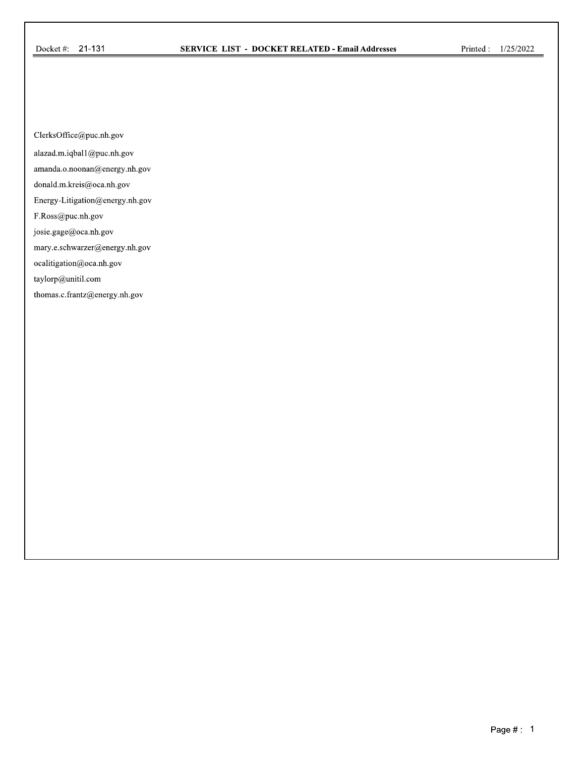Docket #: 21-131 **SERVICE LIST - DOCKET RELATED - Email Addresses** Printed : 1/25/2022

ClerksOffice@puc.nh.gov

alazad.m.iqbal1@puc.nh.gov

amanda.o.noonan@energy.nh.gov

donald.m.kreis@oca.nh.gov

Energy-Litigation@energy.nh.gov

F.Ross@puc.nh.gov

josie.gage@oca.nh.gov

mary.e.schwarzer@energy.nh.gov

ocalitigation@oca.nh.gov

taylorp@unitil.com

thomas.c.frantz@energy.nh.gov